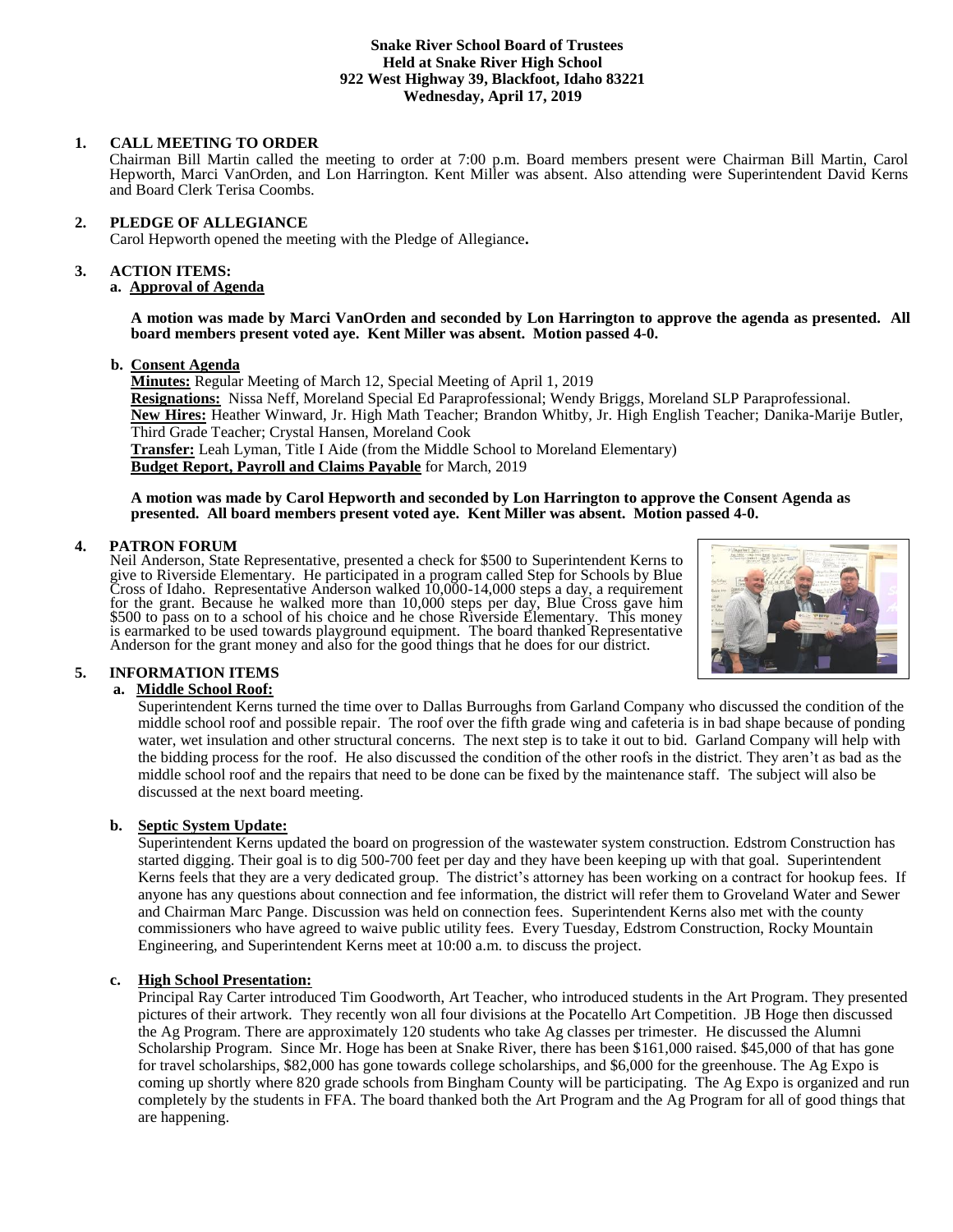**Snake River School Board of Trustees**
**Held at Snake River High School**
**922 West Highway 39, Blackfoot, Idaho 83221**
**Wednesday, April 17, 2019**

**1. CALL MEETING TO ORDER**

Chairman Bill Martin called the meeting to order at 7:00 p.m. Board members present were Chairman Bill Martin, Carol Hepworth, Marci VanOrden, and Lon Harrington. Kent Miller was absent. Also attending were Superintendent David Kerns and Board Clerk Terisa Coombs.

**2. PLEDGE OF ALLEGIANCE**

Carol Hepworth opened the meeting with the Pledge of Allegiance**.**

**3. ACTION ITEMS:**

**a. Approval of Agenda**

**A motion was made by Marci VanOrden and seconded by Lon Harrington to approve the agenda as presented. All board members present voted aye. Kent Miller was absent. Motion passed 4-0.**

**b. Consent Agenda**

**Minutes:** Regular Meeting of March 12, Special Meeting of April 1, 2019
**Resignations:** Nissa Neff, Moreland Special Ed Paraprofessional; Wendy Briggs, Moreland SLP Paraprofessional.
**New Hires:** Heather Winward, Jr. High Math Teacher; Brandon Whitby, Jr. High English Teacher; Danika-Marije Butler, Third Grade Teacher; Crystal Hansen, Moreland Cook
**Transfer:** Leah Lyman, Title I Aide (from the Middle School to Moreland Elementary)
**Budget Report, Payroll and Claims Payable** for March, 2019

**A motion was made by Carol Hepworth and seconded by Lon Harrington to approve the Consent Agenda as presented. All board members present voted aye. Kent Miller was absent. Motion passed 4-0.**

**4. PATRON FORUM**

Neil Anderson, State Representative, presented a check for $500 to Superintendent Kerns to give to Riverside Elementary. He participated in a program called Step for Schools by Blue Cross of Idaho. Representative Anderson walked 10,000-14,000 steps a day, a requirement for the grant. Because he walked more than 10,000 steps per day, Blue Cross gave him $500 to pass on to a school of his choice and he chose Riverside Elementary. This money is earmarked to be used towards playground equipment. The board thanked Representative Anderson for the grant money and also for the good things that he does for our district.

**5. INFORMATION ITEMS**

**a. Middle School Roof:**

Superintendent Kerns turned the time over to Dallas Burroughs from Garland Company who discussed the condition of the middle school roof and possible repair. The roof over the fifth grade wing and cafeteria is in bad shape because of ponding water, wet insulation and other structural concerns. The next step is to take it out to bid. Garland Company will help with the bidding process for the roof. He also discussed the condition of the other roofs in the district. They aren't as bad as the middle school roof and the repairs that need to be done can be fixed by the maintenance staff. The subject will also be discussed at the next board meeting.

**b. Septic System Update:**

Superintendent Kerns updated the board on progression of the wastewater system construction. Edstrom Construction has started digging. Their goal is to dig 500-700 feet per day and they have been keeping up with that goal. Superintendent Kerns feels that they are a very dedicated group. The district's attorney has been working on a contract for hookup fees. If anyone has any questions about connection and fee information, the district will refer them to Groveland Water and Sewer and Chairman Marc Pange. Discussion was held on connection fees. Superintendent Kerns also met with the county commissioners who have agreed to waive public utility fees. Every Tuesday, Edstrom Construction, Rocky Mountain Engineering, and Superintendent Kerns meet at 10:00 a.m. to discuss the project.

**c. High School Presentation:**

Principal Ray Carter introduced Tim Goodworth, Art Teacher, who introduced students in the Art Program. They presented pictures of their artwork. They recently won all four divisions at the Pocatello Art Competition. JB Hoge then discussed the Ag Program. There are approximately 120 students who take Ag classes per trimester. He discussed the Alumni Scholarship Program. Since Mr. Hoge has been at Snake River, there has been $161,000 raised. $45,000 of that has gone for travel scholarships, $82,000 has gone towards college scholarships, and $6,000 for the greenhouse. The Ag Expo is coming up shortly where 820 grade schools from Bingham County will be participating. The Ag Expo is organized and run completely by the students in FFA. The board thanked both the Art Program and the Ag Program for all of good things that are happening.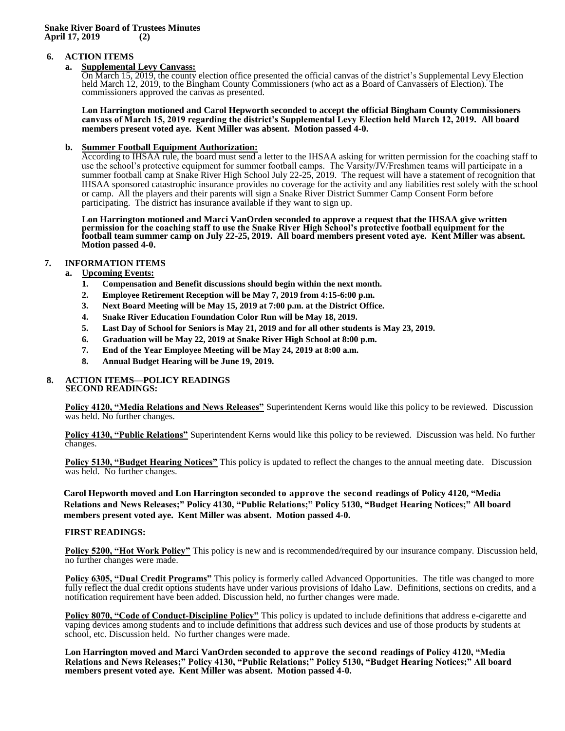**Snake River Board of Trustees Minutes**
**April 17, 2019 (2)**

**6. ACTION ITEMS**

**a. Supplemental Levy Canvass:**

On March 15, 2019, the county election office presented the official canvas of the district's Supplemental Levy Election held March 12, 2019, to the Bingham County Commissioners (who act as a Board of Canvassers of Election). The commissioners approved the canvas as presented.

**Lon Harrington motioned and Carol Hepworth seconded to accept the official Bingham County Commissioners canvass of March 15, 2019 regarding the district's Supplemental Levy Election held March 12, 2019. All board members present voted aye. Kent Miller was absent. Motion passed 4-0.**

**b. Summer Football Equipment Authorization:**

According to IHSAA rule, the board must send a letter to the IHSAA asking for written permission for the coaching staff to use the school's protective equipment for summer football camps. The Varsity/JV/Freshmen teams will participate in a summer football camp at Snake River High School July 22-25, 2019. The request will have a statement of recognition that IHSAA sponsored catastrophic insurance provides no coverage for the activity and any liabilities rest solely with the school or camp. All the players and their parents will sign a Snake River District Summer Camp Consent Form before participating. The district has insurance available if they want to sign up.

**Lon Harrington motioned and Marci VanOrden seconded to approve a request that the IHSAA give written permission for the coaching staff to use the Snake River High School's protective football equipment for the football team summer camp on July 22-25, 2019. All board members present voted aye. Kent Miller was absent. Motion passed 4-0.**

**7. INFORMATION ITEMS**

**a. Upcoming Events:**

1. **Compensation and Benefit discussions should begin within the next month.**
2. **Employee Retirement Reception will be May 7, 2019 from 4:15-6:00 p.m.**
3. **Next Board Meeting will be May 15, 2019 at 7:00 p.m. at the District Office.**
4. **Snake River Education Foundation Color Run will be May 18, 2019.**
5. **Last Day of School for Seniors is May 21, 2019 and for all other students is May 23, 2019.**
6. **Graduation will be May 22, 2019 at Snake River High School at 8:00 p.m.**
7. **End of the Year Employee Meeting will be May 24, 2019 at 8:00 a.m.**
8. **Annual Budget Hearing will be June 19, 2019.**

**8. ACTION ITEMS—POLICY READINGS**
**SECOND READINGS:**

**Policy 4120, "Media Relations and News Releases"** Superintendent Kerns would like this policy to be reviewed. Discussion was held. No further changes.

**Policy 4130, "Public Relations"** Superintendent Kerns would like this policy to be reviewed. Discussion was held. No further changes.

**Policy 5130, "Budget Hearing Notices"** This policy is updated to reflect the changes to the annual meeting date. Discussion was held. No further changes.

**Carol Hepworth moved and Lon Harrington seconded to approve the second readings of Policy 4120, "Media Relations and News Releases;" Policy 4130, "Public Relations;" Policy 5130, "Budget Hearing Notices;" All board members present voted aye. Kent Miller was absent. Motion passed 4-0.**

**FIRST READINGS:**

**Policy 5200, "Hot Work Policy"** This policy is new and is recommended/required by our insurance company. Discussion held, no further changes were made.

**Policy 6305, "Dual Credit Programs"** This policy is formerly called Advanced Opportunities. The title was changed to more fully reflect the dual credit options students have under various provisions of Idaho Law. Definitions, sections on credits, and a notification requirement have been added. Discussion held, no further changes were made.

**Policy 8070, "Code of Conduct-Discipline Policy"** This policy is updated to include definitions that address e-cigarette and vaping devices among students and to include definitions that address such devices and use of those products by students at school, etc. Discussion held. No further changes were made.

**Lon Harrington moved and Marci VanOrden seconded to approve the second readings of Policy 4120, "Media Relations and News Releases;" Policy 4130, "Public Relations;" Policy 5130, "Budget Hearing Notices;" All board members present voted aye. Kent Miller was absent. Motion passed 4-0.**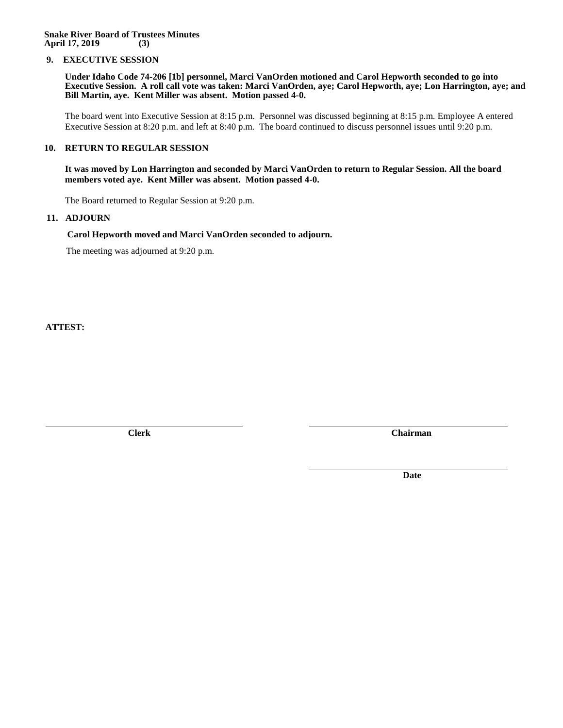## 9. EXECUTIVE SESSION

**Under Idaho Code 74-206 [1b] personnel, Marci VanOrden motioned and Carol Hepworth seconded to go into Executive Session. A roll call vote was taken: Marci VanOrden, aye; Carol Hepworth, aye; Lon Harrington, aye; and Bill Martin, aye. Kent Miller was absent. Motion passed 4-0.**

The board went into Executive Session at 8:15 p.m. Personnel was discussed beginning at 8:15 p.m. Employee A entered Executive Session at 8:20 p.m. and left at 8:40 p.m. The board continued to discuss personnel issues until 9:20 p.m.

## 10. RETURN TO REGULAR SESSION

**It was moved by Lon Harrington and seconded by Marci VanOrden to return to Regular Session. All the board members voted aye. Kent Miller was absent. Motion passed 4-0.**

The Board returned to Regular Session at 9:20 p.m.

## 11. ADJOURN

**Carol Hepworth moved and Marci VanOrden seconded to adjourn.**

The meeting was adjourned at 9:20 p.m.

**ATTEST:**

_______________________________ **Clerk**

_______________________________ **Chairman**

_______________________________ **Date**